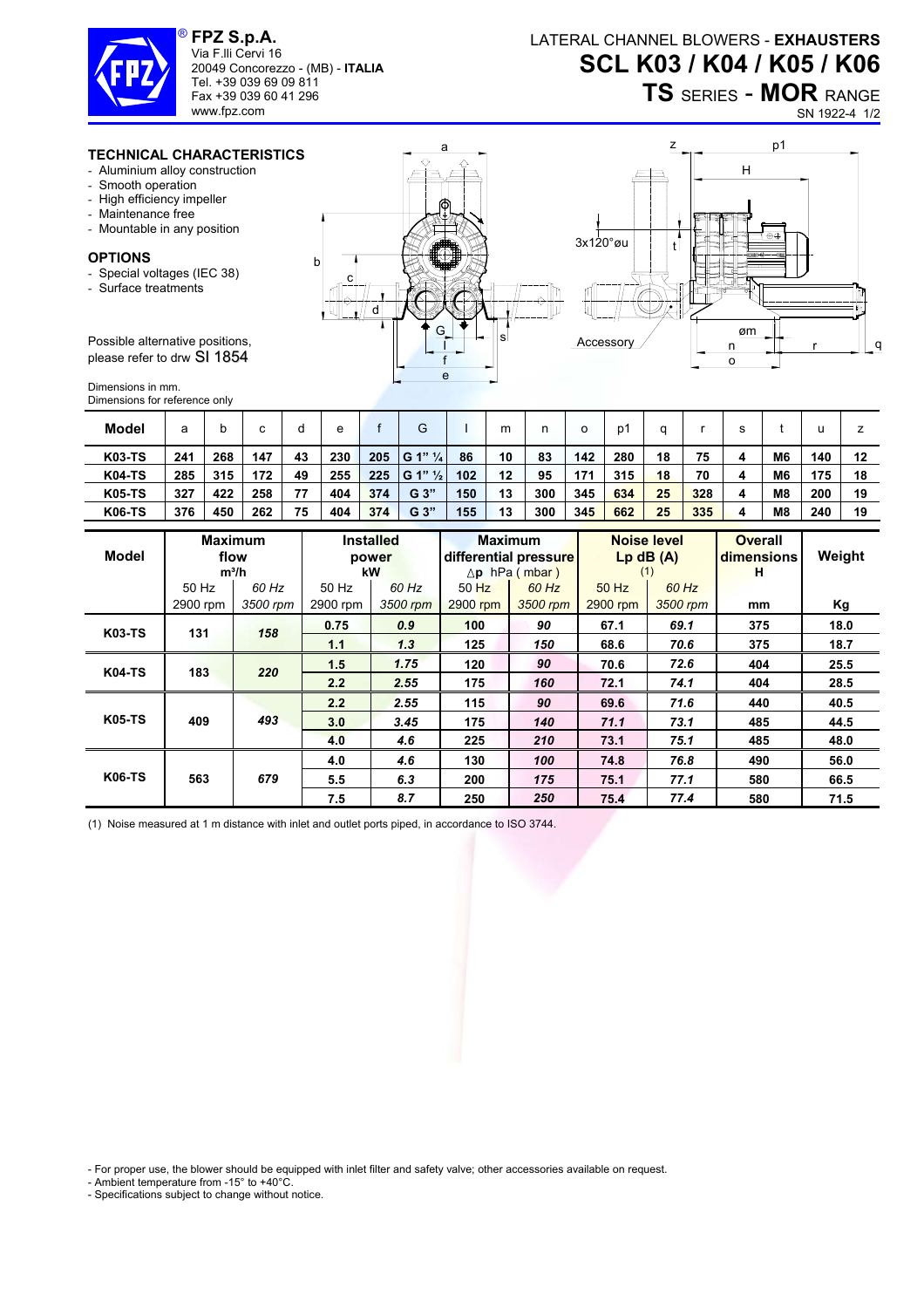**FPZ S.p.A.**
Via F.lli Cervi 16
20049 Concorezzo - (MB) - **ITALIA**
Tel. +39 039 69 09 811
Fax +39 039 60 41 296
www.fpz.com

LATERAL CHANNEL BLOWERS - **EXHAUSTERS**

# SCL K03 / K04 / K05 / K06

## TS SERIES - MOR RANGE

SN 1922-4 1/2

### TECHNICAL CHARACTERISTICS

- Aluminium alloy construction
- Smooth operation
- High efficiency impeller
- Maintenance free
- Mountable in any position

### OPTIONS

- Special voltages (IEC 38)
- Surface treatments

Possible alternative positions, please refer to drw SI 1854

Dimensions in mm.
Dimensions for reference only

| Model | a | b | c | d | e | f | G | I | m | n | o | p1 | q | r | s | t | u | z |
|---|---|---|---|---|---|---|---|---|---|---|---|---|---|---|---|---|---|---|
| K03-TS | 241 | 268 | 147 | 43 | 230 | 205 | G 1" ¼ | 86 | 10 | 83 | 142 | 280 | 18 | 75 | 4 | M6 | 140 | 12 |
| K04-TS | 285 | 315 | 172 | 49 | 255 | 225 | G 1" ½ | 102 | 12 | 95 | 171 | 315 | 18 | 70 | 4 | M6 | 175 | 18 |
| K05-TS | 327 | 422 | 258 | 77 | 404 | 374 | G 3" | 150 | 13 | 300 | 345 | 634 | 25 | 328 | 4 | M8 | 200 | 19 |
| K06-TS | 376 | 450 | 262 | 75 | 404 | 374 | G 3" | 155 | 13 | 300 | 345 | 662 | 25 | 335 | 4 | M8 | 240 | 19 |

| Model | Maximum flow m³/h | | Installed power kW | | Maximum differential pressure Δp hPa ( mbar ) | | Noise level Lp dB (A) (1) | | Overall dimensions H | Weight |
|---|---|---|---|---|---|---|---|---|---|---|
| | 50 Hz 2900 rpm | *60 Hz 3500 rpm* | 50 Hz 2900 rpm | *60 Hz 3500 rpm* | 50 Hz 2900 rpm | *60 Hz 3500 rpm* | 50 Hz 2900 rpm | *60 Hz 3500 rpm* | mm | Kg |
| K03-TS | 131 | *158* | 0.75 | *0.9* | 100 | *90* | 67.1 | *69.1* | 375 | 18.0 |
| | | | 1.1 | *1.3* | 125 | *150* | 68.6 | *70.6* | 375 | 18.7 |
| K04-TS | 183 | *220* | 1.5 | *1.75* | 120 | *90* | 70.6 | *72.6* | 404 | 25.5 |
| | | | 2.2 | *2.55* | 175 | *160* | 72.1 | *74.1* | 404 | 28.5 |
| K05-TS | 409 | *493* | 2.2 | *2.55* | 115 | *90* | 69.6 | *71.6* | 440 | 40.5 |
| | | | 3.0 | *3.45* | 175 | *140* | *71.1* | *73.1* | 485 | 44.5 |
| | | | 4.0 | *4.6* | 225 | *210* | 73.1 | *75.1* | 485 | 48.0 |
| K06-TS | 563 | *679* | 4.0 | *4.6* | 130 | *100* | 74.8 | *76.8* | 490 | 56.0 |
| | | | 5.5 | *6.3* | 200 | *175* | 75.1 | *77.1* | 580 | 66.5 |
| | | | 7.5 | *8.7* | 250 | *250* | 75.4 | *77.4* | 580 | 71.5 |

(1) Noise measured at 1 m distance with inlet and outlet ports piped, in accordance to ISO 3744.

- For proper use, the blower should be equipped with inlet filter and safety valve; other accessories available on request.
- Ambient temperature from -15° to +40°C.
- Specifications subject to change without notice.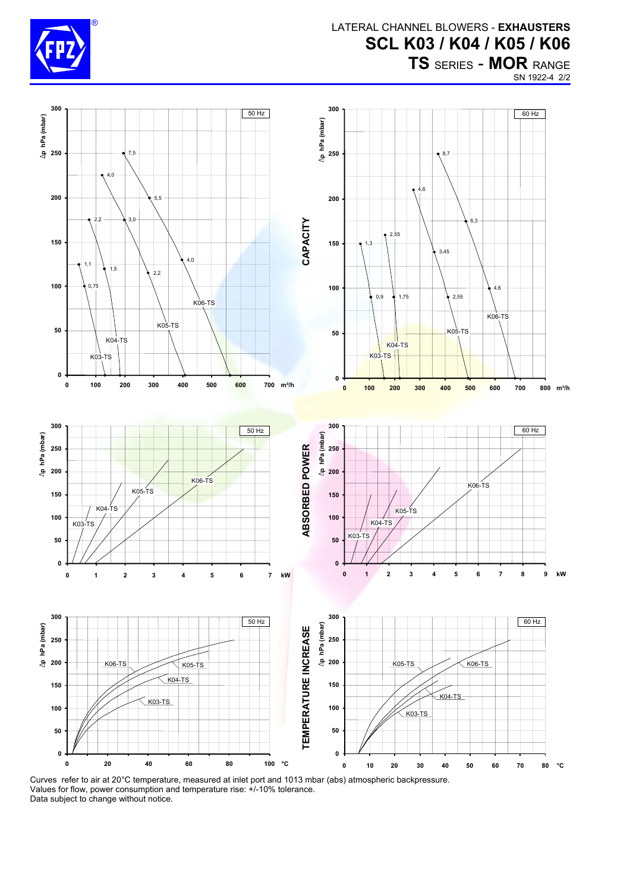# LATERAL CHANNEL BLOWERS - EXHAUSTERS

# SCL K03 / K04 / K05 / K06

## TS SERIES - MOR RANGE

SN 1922-4 2/2

**CAPACITY**

50 Hz

Δp hPa (mbar)

300
250
200
150
100
50
0

0 100 200 300 400 500 600 700 m³/h

K03-TS: 1,1 — 0,75
K04-TS: 2,2 — 1,5
K05-TS: 4,0 — 3,0 — 2,2
K06-TS: 7,5 — 5,5 — 4,0

60 Hz

Δp hPa (mbar)

300
250
200
150
100
50
0

0 100 200 300 400 500 600 700 800 m³/h

K03-TS: 1,3 — 0,9
K04-TS: 2,55 — 1,75
K05-TS: 4,6 — 3,45 — 2,55
K06-TS: 8,7 — 6,3 — 4,6

**ABSORBED POWER**

50 Hz

Δp hPa (mbar)

300
250
200
150
100
50
0

0 1 2 3 4 5 6 7 kW

K03-TS
K04-TS
K05-TS
K06-TS

60 Hz

Δp hPa (mbar)

300
250
200
150
100
50
0

0 1 2 3 4 5 6 7 8 9 kW

K03-TS
K04-TS
K05-TS
K06-TS

**TEMPERATURE INCREASE**

50 Hz

Δp hPa (mbar)

300
250
200
150
100
50
0

0 20 40 60 80 100 °C

K06-TS
K05-TS
K04-TS
K03-TS

60 Hz

Δp hPa (mbar)

300
250
200
150
100
50
0

0 10 20 30 40 50 60 70 80 °C

K05-TS
K06-TS
K04-TS
K03-TS

Curves refer to air at 20°C temperature, measured at inlet port and 1013 mbar (abs) atmospheric backpressure.
Values for flow, power consumption and temperature rise: +/-10% tolerance.
Data subject to change without notice.